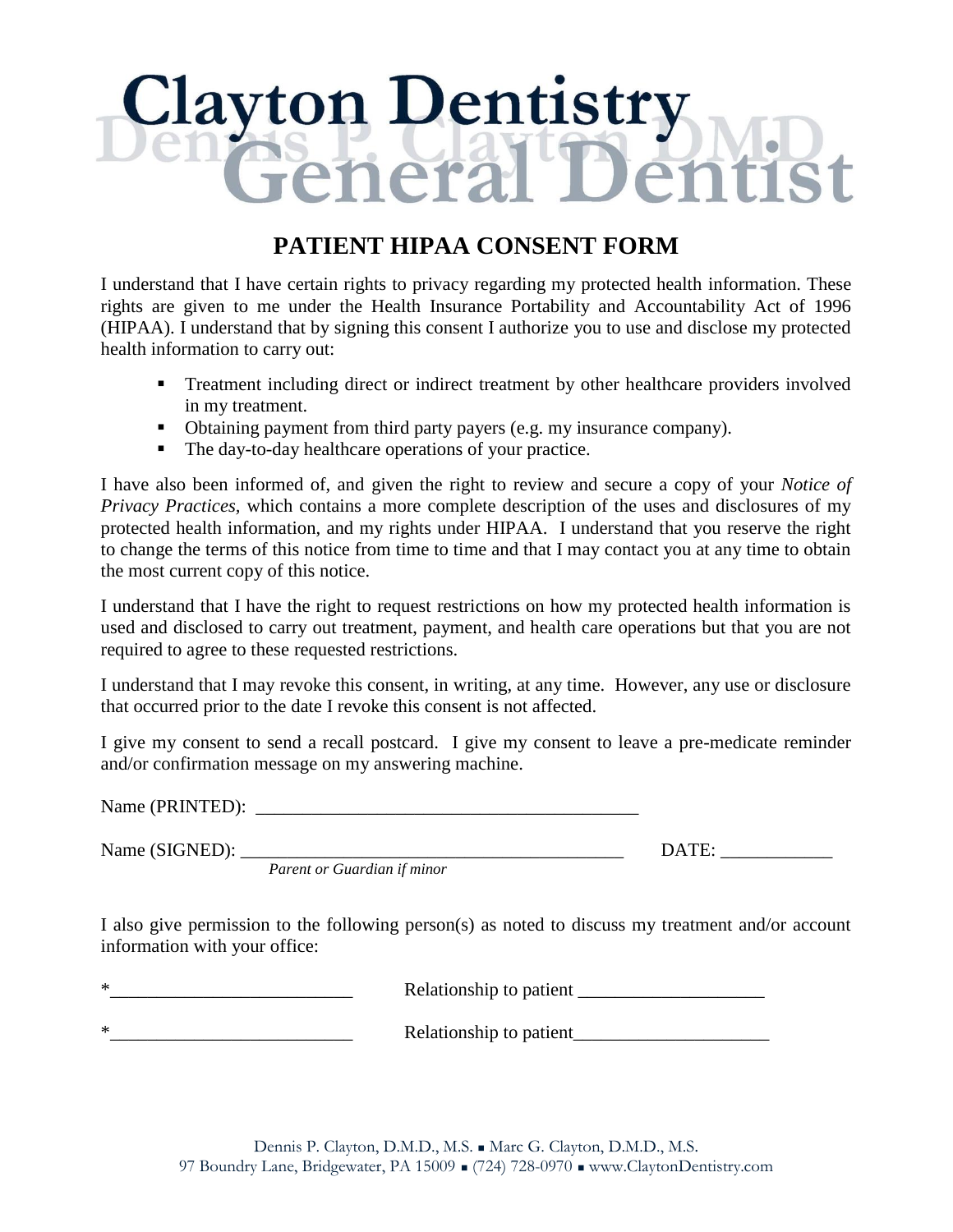# Clayton Dentistry

Dennis P. Clayton DMD

General Dentist

## PATIENT HIPAA CONSENT FORM

I understand that I have certain rights to privacy regarding my protected health information. These rights are given to me under the Health Insurance Portability and Accountability Act of 1996 (HIPAA). I understand that by signing this consent I authorize you to use and disclose my protected health information to carry out:

- Treatment including direct or indirect treatment by other healthcare providers involved in my treatment.
- Obtaining payment from third party payers (e.g. my insurance company).
- The day-to-day healthcare operations of your practice.

I have also been informed of, and given the right to review and secure a copy of your *Notice of Privacy Practices*, which contains a more complete description of the uses and disclosures of my protected health information, and my rights under HIPAA. I understand that you reserve the right to change the terms of this notice from time to time and that I may contact you at any time to obtain the most current copy of this notice.

I understand that I have the right to request restrictions on how my protected health information is used and disclosed to carry out treatment, payment, and health care operations but that you are not required to agree to these requested restrictions.

I understand that I may revoke this consent, in writing, at any time. However, any use or disclosure that occurred prior to the date I revoke this consent is not affected.

I give my consent to send a recall postcard. I give my consent to leave a pre-medicate reminder and/or confirmation message on my answering machine.

Name (PRINTED): __________________________________________

Name (SIGNED): __________________________________________ DATE: ____________

*Parent or Guardian if minor*

I also give permission to the following person(s) as noted to discuss my treatment and/or account information with your office:

*__________________________ Relationship to patient ____________________

*__________________________ Relationship to patient____________________

Dennis P. Clayton, D.M.D., M.S. ▪ Marc G. Clayton, D.M.D., M.S.
97 Boundry Lane, Bridgewater, PA 15009 ▪ (724) 728-0970 ▪ www.ClaytonDentistry.com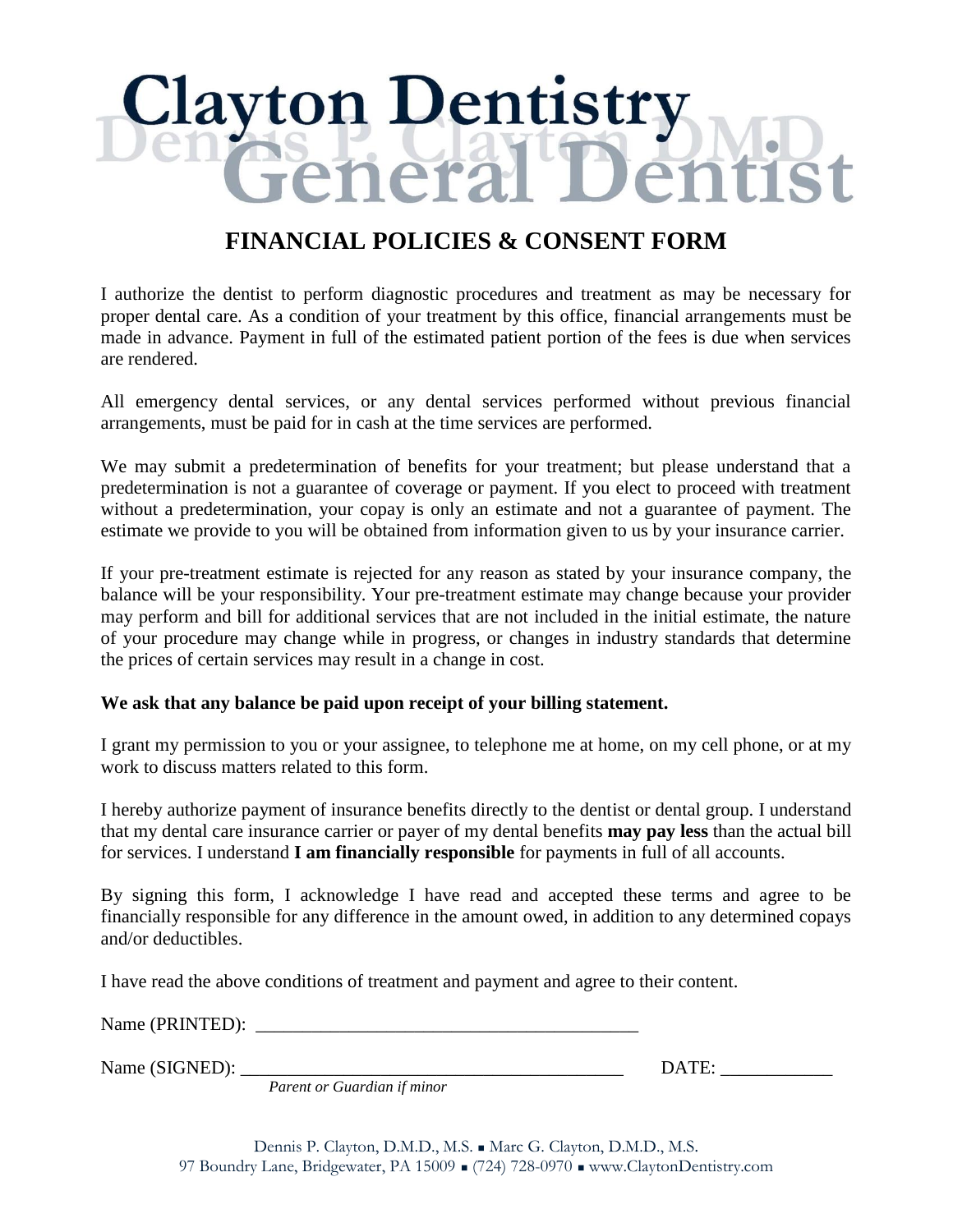# Clayton Dentistry

Dennis P. Clayton DMD

General Dentist

## FINANCIAL POLICIES & CONSENT FORM

I authorize the dentist to perform diagnostic procedures and treatment as may be necessary for proper dental care. As a condition of your treatment by this office, financial arrangements must be made in advance. Payment in full of the estimated patient portion of the fees is due when services are rendered.

All emergency dental services, or any dental services performed without previous financial arrangements, must be paid for in cash at the time services are performed.

We may submit a predetermination of benefits for your treatment; but please understand that a predetermination is not a guarantee of coverage or payment. If you elect to proceed with treatment without a predetermination, your copay is only an estimate and not a guarantee of payment. The estimate we provide to you will be obtained from information given to us by your insurance carrier.

If your pre-treatment estimate is rejected for any reason as stated by your insurance company, the balance will be your responsibility. Your pre-treatment estimate may change because your provider may perform and bill for additional services that are not included in the initial estimate, the nature of your procedure may change while in progress, or changes in industry standards that determine the prices of certain services may result in a change in cost.

**We ask that any balance be paid upon receipt of your billing statement.**

I grant my permission to you or your assignee, to telephone me at home, on my cell phone, or at my work to discuss matters related to this form.

I hereby authorize payment of insurance benefits directly to the dentist or dental group. I understand that my dental care insurance carrier or payer of my dental benefits **may pay less** than the actual bill for services. I understand **I am financially responsible** for payments in full of all accounts.

By signing this form, I acknowledge I have read and accepted these terms and agree to be financially responsible for any difference in the amount owed, in addition to any determined copays and/or deductibles.

I have read the above conditions of treatment and payment and agree to their content.

Name (PRINTED): ________________________________________

Name (SIGNED): ________________________________________ DATE: ____________

*Parent or Guardian if minor*

Dennis P. Clayton, D.M.D., M.S. ▪ Marc G. Clayton, D.M.D., M.S.

97 Boundry Lane, Bridgewater, PA 15009 ▪ (724) 728-0970 ▪ www.ClaytonDentistry.com